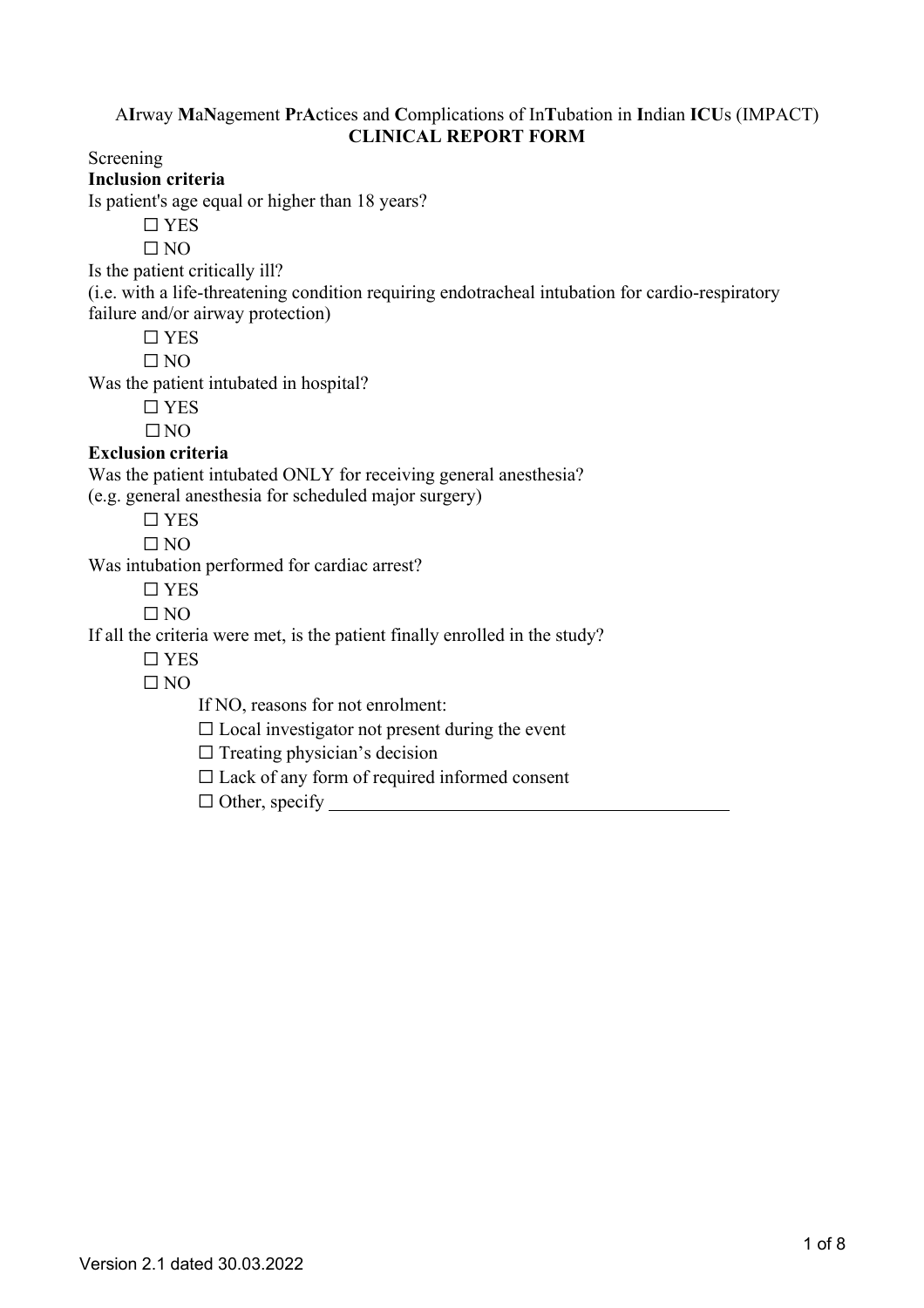A**I**rway **M**a**N**agement **P**r**A**ctices and **C**omplications of In**T**ubation in **I**ndian **ICU**s (IMPACT)

**CLINICAL REPORT FORM**

Screening

**Inclusion criteria**

Is patient's age equal or higher than 18 years?

- ☐ YES
- ☐ NO

Is the patient critically ill?
(i.e. with a life-threatening condition requiring endotracheal intubation for cardio-respiratory failure and/or airway protection)

- ☐ YES
- ☐ NO

Was the patient intubated in hospital?

- ☐ YES
- ☐ NO

**Exclusion criteria**

Was the patient intubated ONLY for receiving general anesthesia?
(e.g. general anesthesia for scheduled major surgery)

- ☐ YES
- ☐ NO

Was intubation performed for cardiac arrest?

- ☐ YES
- ☐ NO

If all the criteria were met, is the patient finally enrolled in the study?

- ☐ YES
- ☐ NO
  - If NO, reasons for not enrolment:
  - ☐ Local investigator not present during the event
  - ☐ Treating physician's decision
  - ☐ Lack of any form of required informed consent
  - ☐ Other, specify ____________________________________________

Version 2.1 dated 30.03.2022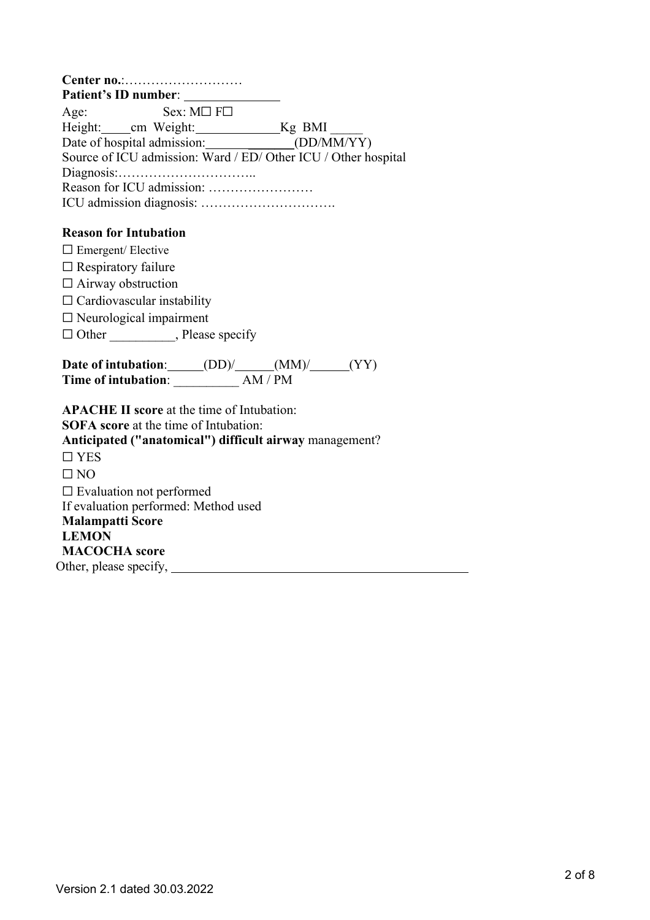**Center no.**:………………………

**Patient's ID number**: ______________

Age: Sex: M☐ F☐

Height:_____cm Weight:_____________Kg BMI _____

Date of hospital admission:_____________(DD/MM/YY)

Source of ICU admission: Ward / ED/ Other ICU / Other hospital

Diagnosis:…………………………..

Reason for ICU admission: ……………………

ICU admission diagnosis: ………………………….

**Reason for Intubation**

☐ Emergent/ Elective

☐ Respiratory failure

☐ Airway obstruction

☐ Cardiovascular instability

☐ Neurological impairment

☐ Other __________, Please specify

**Date of intubation**:_____(DD)/_____(MM)/_____(YY)

**Time of intubation**: __________ AM / PM

**APACHE II score** at the time of Intubation:

**SOFA score** at the time of Intubation:

**Anticipated ("anatomical") difficult airway** management?

☐ YES

☐ NO

☐ Evaluation not performed

If evaluation performed: Method used

**Malampatti Score**

**LEMON**

**MACOCHA score**

Other, please specify, ______________________________________________

Version 2.1 dated 30.03.2022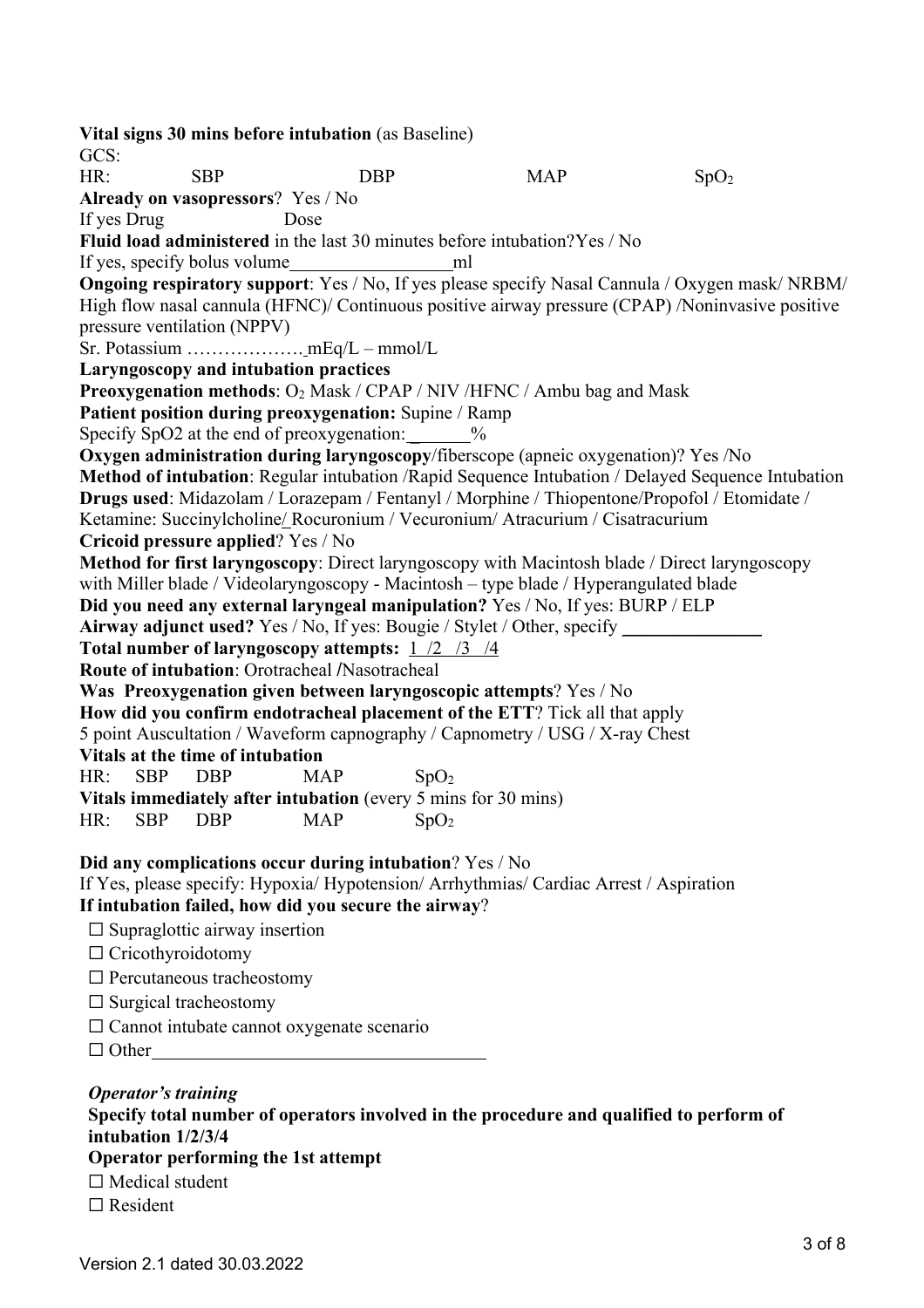**Vital signs 30 mins before intubation** (as Baseline)

GCS:

HR: SBP DBP MAP $SpO_2$

**Already on vasopressors**? Yes / No

If yes Drug Dose

**Fluid load administered** in the last 30 minutes before intubation?Yes / No

If yes, specify bolus volume__________________ml

**Ongoing respiratory support**: Yes / No, If yes please specify Nasal Cannula / Oxygen mask/ NRBM/ High flow nasal cannula (HFNC)/ Continuous positive airway pressure (CPAP) /Noninvasive positive pressure ventilation (NPPV)

Sr. Potassium ………………. mEq/L – mmol/L

**Laryngoscopy and intubation practices**

**Preoxygenation methods**: $O_2$ Mask / CPAP / NIV /HFNC / Ambu bag and Mask

**Patient position during preoxygenation:** Supine / Ramp

Specify SpO2 at the end of preoxygenation: ______%

**Oxygen administration during laryngoscopy**/fiberscope (apneic oxygenation)? Yes /No

**Method of intubation**: Regular intubation /Rapid Sequence Intubation / Delayed Sequence Intubation

**Drugs used**: Midazolam / Lorazepam / Fentanyl / Morphine / Thiopentone/Propofol / Etomidate / Ketamine: Succinylcholine/ Rocuronium / Vecuronium/ Atracurium / Cisatracurium

**Cricoid pressure applied**? Yes / No

**Method for first laryngoscopy**: Direct laryngoscopy with Macintosh blade / Direct laryngoscopy with Miller blade / Videolaryngoscopy - Macintosh – type blade / Hyperangulated blade

**Did you need any external laryngeal manipulation?** Yes / No, If yes: BURP / ELP

**Airway adjunct used?** Yes / No, If yes: Bougie / Stylet / Other, specify _______________

**Total number of laryngoscopy attempts:** 1 /2 /3 /4

**Route of intubation**: Orotracheal **/**Nasotracheal

**Was Preoxygenation given between laryngoscopic attempts**? Yes / No

**How did you confirm endotracheal placement of the ETT**? Tick all that apply

5 point Auscultation / Waveform capnography / Capnometry / USG / X-ray Chest

**Vitals at the time of intubation**

HR: SBP DBP MAP $SpO_2$

**Vitals immediately after intubation** (every 5 mins for 30 mins)

HR: SBP DBP MAP $SpO_2$

**Did any complications occur during intubation**? Yes / No

If Yes, please specify: Hypoxia/ Hypotension/ Arrhythmias/ Cardiac Arrest / Aspiration

**If intubation failed, how did you secure the airway**?

- ☐ Supraglottic airway insertion
- ☐ Cricothyroidotomy
- ☐ Percutaneous tracheostomy
- ☐ Surgical tracheostomy
- ☐ Cannot intubate cannot oxygenate scenario
- ☐ Other_____________________________________

***Operator's training***

**Specify total number of operators involved in the procedure and qualified to perform of intubation 1/2/3/4**

**Operator performing the 1st attempt**

- ☐ Medical student
- ☐ Resident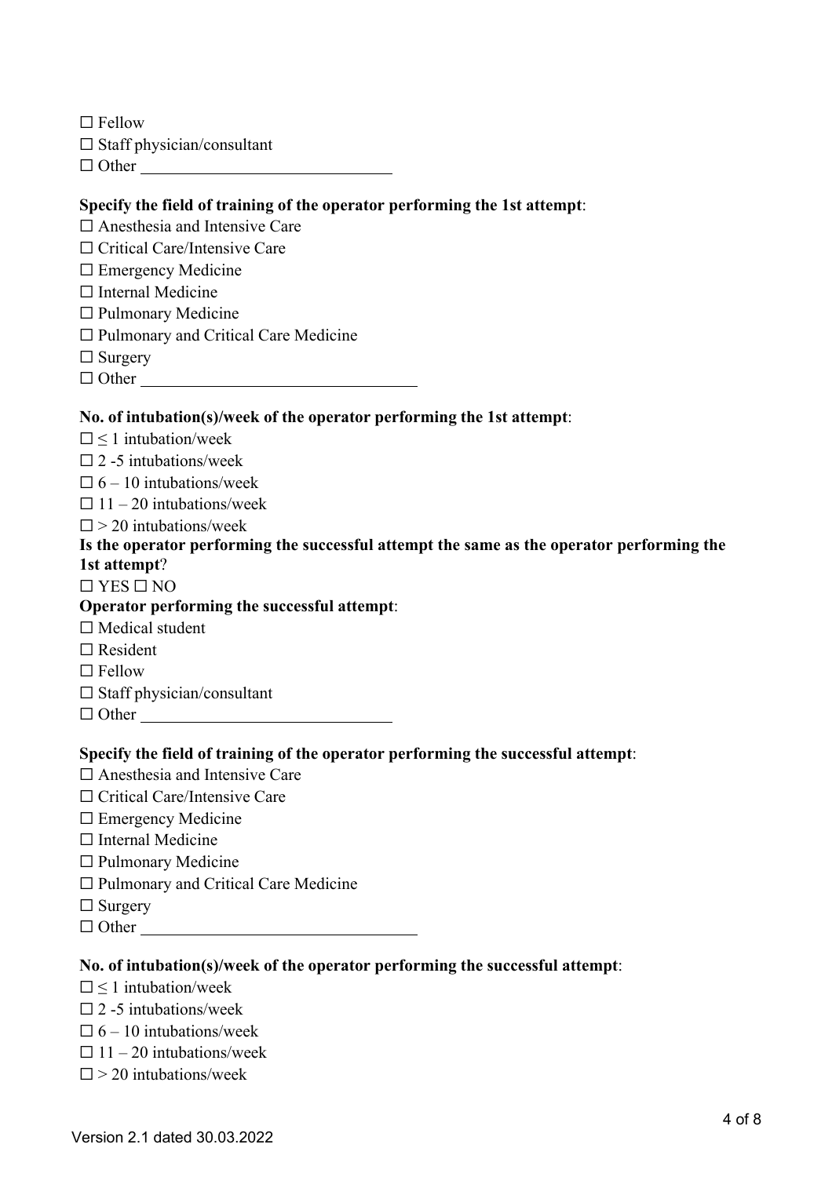☐ Fellow
☐ Staff physician/consultant
☐ Other ______________________________

**Specify the field of training of the operator performing the 1st attempt**:
☐ Anesthesia and Intensive Care
☐ Critical Care/Intensive Care
☐ Emergency Medicine
☐ Internal Medicine
☐ Pulmonary Medicine
☐ Pulmonary and Critical Care Medicine
☐ Surgery
☐ Other ________________________________

**No. of intubation(s)/week of the operator performing the 1st attempt**:
☐ ≤ 1 intubation/week
☐ 2 -5 intubations/week
☐ 6 – 10 intubations/week
☐ 11 – 20 intubations/week
☐ > 20 intubations/week

**Is the operator performing the successful attempt the same as the operator performing the 1st attempt**?
☐ YES ☐ NO

**Operator performing the successful attempt**:
☐ Medical student
☐ Resident
☐ Fellow
☐ Staff physician/consultant
☐ Other ______________________________

**Specify the field of training of the operator performing the successful attempt**:
☐ Anesthesia and Intensive Care
☐ Critical Care/Intensive Care
☐ Emergency Medicine
☐ Internal Medicine
☐ Pulmonary Medicine
☐ Pulmonary and Critical Care Medicine
☐ Surgery
☐ Other ________________________________

**No. of intubation(s)/week of the operator performing the successful attempt**:
☐ ≤ 1 intubation/week
☐ 2 -5 intubations/week
☐ 6 – 10 intubations/week
☐ 11 – 20 intubations/week
☐ > 20 intubations/week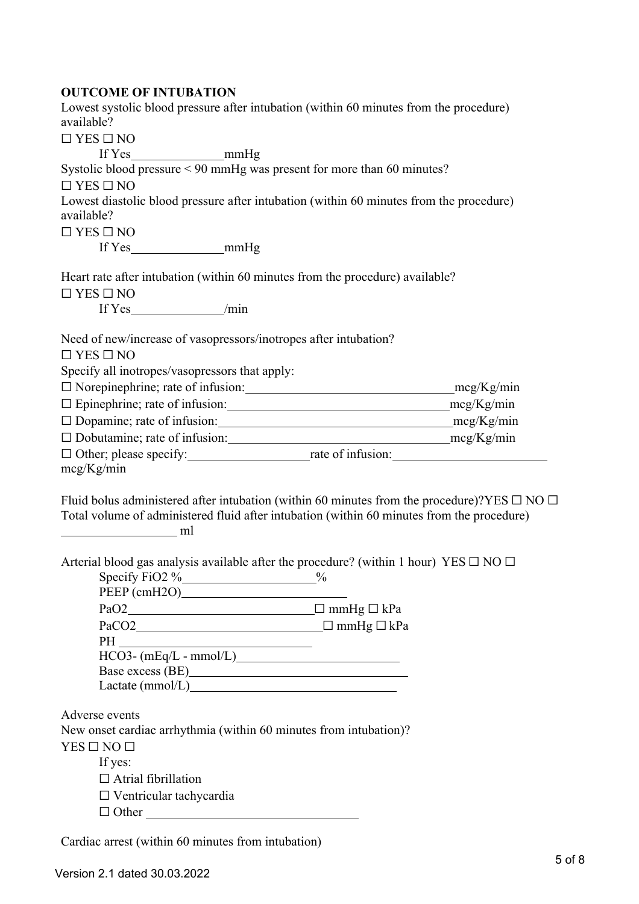**OUTCOME OF INTUBATION**

Lowest systolic blood pressure after intubation (within 60 minutes from the procedure) available?

☐ YES ☐ NO

If Yes\_\_\_\_\_\_\_\_\_\_\_\_\_\_mmHg

Systolic blood pressure < 90 mmHg was present for more than 60 minutes?

☐ YES ☐ NO

Lowest diastolic blood pressure after intubation (within 60 minutes from the procedure) available?

☐ YES ☐ NO

If Yes\_\_\_\_\_\_\_\_\_\_\_\_\_\_mmHg

Heart rate after intubation (within 60 minutes from the procedure) available?

☐ YES ☐ NO

If Yes\_\_\_\_\_\_\_\_\_\_\_\_\_\_/min

Need of new/increase of vasopressors/inotropes after intubation?

☐ YES ☐ NO

Specify all inotropes/vasopressors that apply:

☐ Norepinephrine; rate of infusion:\_\_\_\_\_\_\_\_\_\_\_\_\_\_\_\_\_\_\_\_\_\_\_\_\_\_\_\_\_\_mcg/Kg/min

☐ Epinephrine; rate of infusion:\_\_\_\_\_\_\_\_\_\_\_\_\_\_\_\_\_\_\_\_\_\_\_\_\_\_\_\_\_\_\_\_mcg/Kg/min

☐ Dopamine; rate of infusion:\_\_\_\_\_\_\_\_\_\_\_\_\_\_\_\_\_\_\_\_\_\_\_\_\_\_\_\_\_\_\_\_\_mcg/Kg/min

☐ Dobutamine; rate of infusion:\_\_\_\_\_\_\_\_\_\_\_\_\_\_\_\_\_\_\_\_\_\_\_\_\_\_\_\_\_\_\_mcg/Kg/min

☐ Other; please specify:\_\_\_\_\_\_\_\_\_\_\_\_\_\_\_\_\_\_rate of infusion:\_\_\_\_\_\_\_\_\_\_\_\_\_\_\_\_\_\_\_\_\_\_ mcg/Kg/min

Fluid bolus administered after intubation (within 60 minutes from the procedure)?YES ☐ NO ☐

Total volume of administered fluid after intubation (within 60 minutes from the procedure) \_\_\_\_\_\_\_\_\_\_\_\_\_\_\_\_\_ ml

Arterial blood gas analysis available after the procedure? (within 1 hour) YES ☐ NO ☐

Specify FiO2 %\_\_\_\_\_\_\_\_\_\_\_\_\_\_\_\_\_\_\_%

PEEP (cmH2O)\_\_\_\_\_\_\_\_\_\_\_\_\_\_\_\_\_\_\_\_\_\_\_\_\_

PaO2\_\_\_\_\_\_\_\_\_\_\_\_\_\_\_\_\_\_\_\_\_\_\_\_\_\_\_\_☐ mmHg ☐ kPa

PaCO2\_\_\_\_\_\_\_\_\_\_\_\_\_\_\_\_\_\_\_\_\_\_\_\_\_\_\_☐ mmHg ☐ kPa

PH \_\_\_\_\_\_\_\_\_\_\_\_\_\_\_\_\_\_\_\_\_\_\_\_\_\_\_\_

HCO3- (mEq/L - mmol/L)\_\_\_\_\_\_\_\_\_\_\_\_\_\_\_\_\_\_\_\_\_\_\_\_

Base excess (BE)\_\_\_\_\_\_\_\_\_\_\_\_\_\_\_\_\_\_\_\_\_\_\_\_\_\_\_\_\_\_

Lactate (mmol/L)\_\_\_\_\_\_\_\_\_\_\_\_\_\_\_\_\_\_\_\_\_\_\_\_\_\_\_\_\_

Adverse events

New onset cardiac arrhythmia (within 60 minutes from intubation)?

YES ☐ NO ☐

If yes:

☐ Atrial fibrillation

☐ Ventricular tachycardia

☐ Other \_\_\_\_\_\_\_\_\_\_\_\_\_\_\_\_\_\_\_\_\_\_\_\_\_\_\_\_\_\_

Cardiac arrest (within 60 minutes from intubation)

Version 2.1 dated 30.03.2022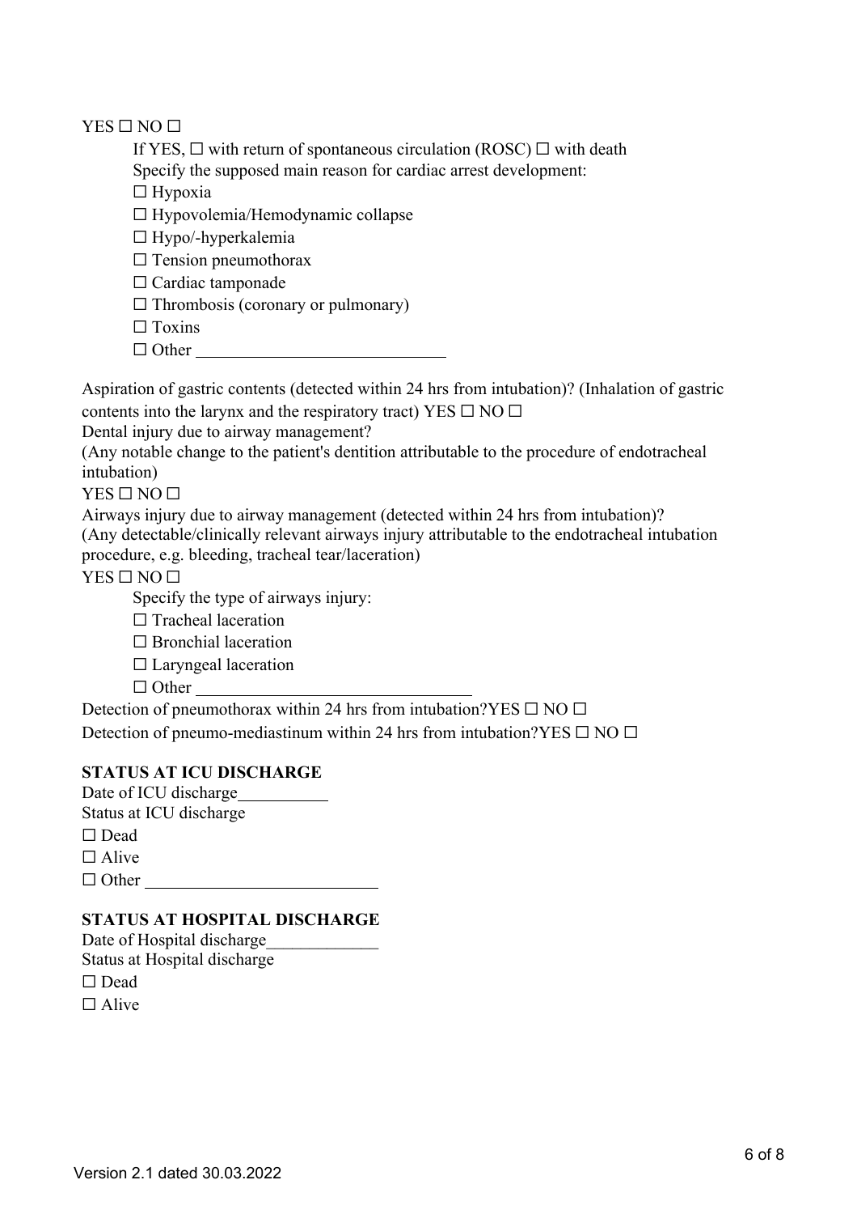YES ☐ NO ☐

If YES, ☐ with return of spontaneous circulation (ROSC) ☐ with death

Specify the supposed main reason for cardiac arrest development:

☐ Hypoxia

☐ Hypovolemia/Hemodynamic collapse

☐ Hypo/-hyperkalemia

☐ Tension pneumothorax

☐ Cardiac tamponade

☐ Thrombosis (coronary or pulmonary)

☐ Toxins

☐ Other ____________________________

Aspiration of gastric contents (detected within 24 hrs from intubation)? (Inhalation of gastric contents into the larynx and the respiratory tract) YES ☐ NO ☐

Dental injury due to airway management?

(Any notable change to the patient's dentition attributable to the procedure of endotracheal intubation)

YES ☐ NO ☐

Airways injury due to airway management (detected within 24 hrs from intubation)?

(Any detectable/clinically relevant airways injury attributable to the endotracheal intubation procedure, e.g. bleeding, tracheal tear/laceration)

YES ☐ NO ☐

Specify the type of airways injury:

☐ Tracheal laceration

☐ Bronchial laceration

☐ Laryngeal laceration

☐ Other ________________________________

Detection of pneumothorax within 24 hrs from intubation?YES ☐ NO ☐

Detection of pneumo-mediastinum within 24 hrs from intubation?YES ☐ NO ☐

**STATUS AT ICU DISCHARGE**

Date of ICU discharge__________

Status at ICU discharge

☐ Dead

☐ Alive

☐ Other __________________________

**STATUS AT HOSPITAL DISCHARGE**

Date of Hospital discharge_____________

Status at Hospital discharge

☐ Dead

☐ Alive

Version 2.1 dated 30.03.2022